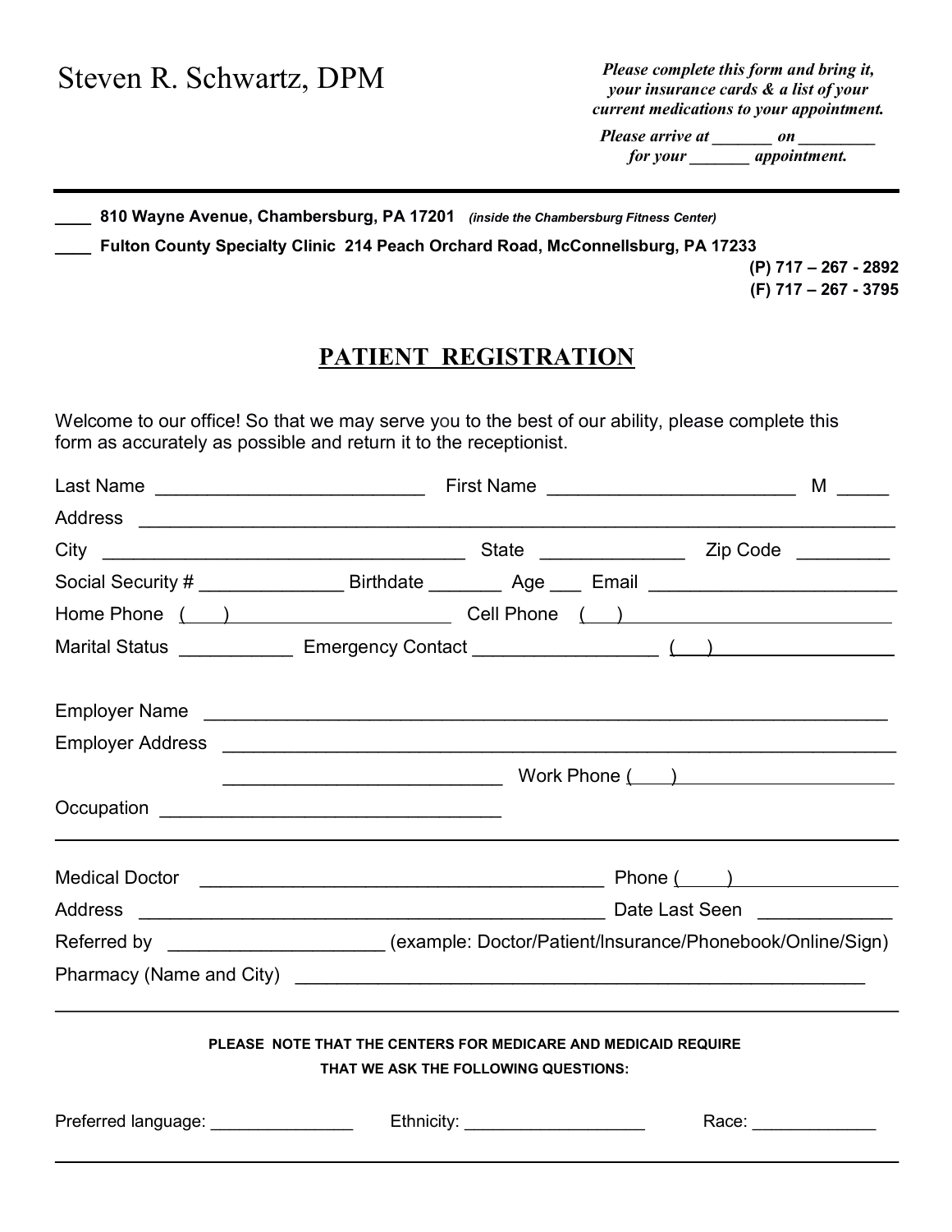# Steven R. Schwartz, DPM

***Please complete this form and bring it, your insurance cards & a list of your current medications to your appointment.***

***Please arrive at _______ on _________ for your _______ appointment.***

____ **810 Wayne Avenue, Chambersburg, PA 17201** *(inside the Chambersburg Fitness Center)*

____ **Fulton County Specialty Clinic 214 Peach Orchard Road, McConnellsburg, PA 17233**

**(P) 717 – 267 - 2892**
**(F) 717 – 267 - 3795**

## PATIENT REGISTRATION

Welcome to our office! So that we may serve you to the best of our ability, please complete this form as accurately as possible and return it to the receptionist.

Last Name __________________________ First Name ________________________ M _____

Address ________________________________________________________________________

City ___________________________________ State ______________ Zip Code _________

Social Security # ______________ Birthdate _______ Age ___ Email ________________________

Home Phone ( ) ______________________ Cell Phone ( ) __________________________

Marital Status ___________ Emergency Contact __________________ ( ) _________________

Employer Name _________________________________________________________________

Employer Address _______________________________________________________________

___________________________ Work Phone ( ) _____________________

Occupation _________________________________

---

Medical Doctor _______________________________________ Phone ( ) ________________

Address ______________________________________________ Date Last Seen _____________

Referred by _____________________ (example: Doctor/Patient/Insurance/Phonebook/Online/Sign)

Pharmacy (Name and City) _________________________________________________________

---

**PLEASE NOTE THAT THE CENTERS FOR MEDICARE AND MEDICAID REQUIRE THAT WE ASK THE FOLLOWING QUESTIONS:**

Preferred language: _______________ Ethnicity: ___________________ Race: _____________

---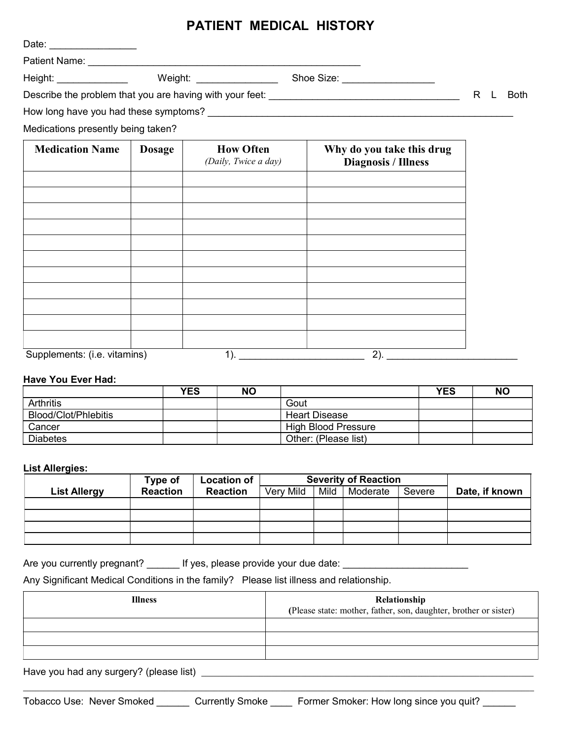# PATIENT MEDICAL HISTORY

Date: ________________

Patient Name: ______________________________________________________

Height: _____________ Weight: _______________ Shoe Size: _________________

Describe the problem that you are having with your feet: ____________________________________ R L Both

How long have you had these symptoms? ___________________________________________________________

Medications presently being taken?

| Medication Name | Dosage | How Often *(Daily, Twice a day)* | Why do you take this drug Diagnosis / Illness |
|---|---|---|---|
| | | | |
| | | | |
| | | | |
| | | | |
| | | | |
| | | | |
| | | | |
| | | | |
| | | | |
| | | | |
| | | | |

Supplements: (i.e. vitamins) 1). _______________________ 2). ________________________

**Have You Ever Had:**

| | YES | NO | | YES | NO |
|---|---|---|---|---|---|
| Arthritis | | | Gout | | |
| Blood/Clot/Phlebitis | | | Heart Disease | | |
| Cancer | | | High Blood Pressure | | |
| Diabetes | | | Other: (Please list) | | |

**List Allergies:**

| List Allergy | Type of Reaction | Location of Reaction | Severity of Reaction | | | | Date, if known |
|---|---|---|---|---|---|---|---|
| | | | Very Mild | Mild | Moderate | Severe | |
| | | | | | | | |
| | | | | | | | |
| | | | | | | | |
| | | | | | | | |

Are you currently pregnant? ______ If yes, please provide your due date: _______________________

Any Significant Medical Conditions in the family? Please list illness and relationship.

| Illness | Relationship (Please state: mother, father, son, daughter, brother or sister) |
|---|---|
| | |
| | |
| | |

Have you had any surgery? (please list) ________________________________________________________________

______________________________________________________________________________________________

Tobacco Use: Never Smoked ______ Currently Smoke ____ Former Smoker: How long since you quit? ______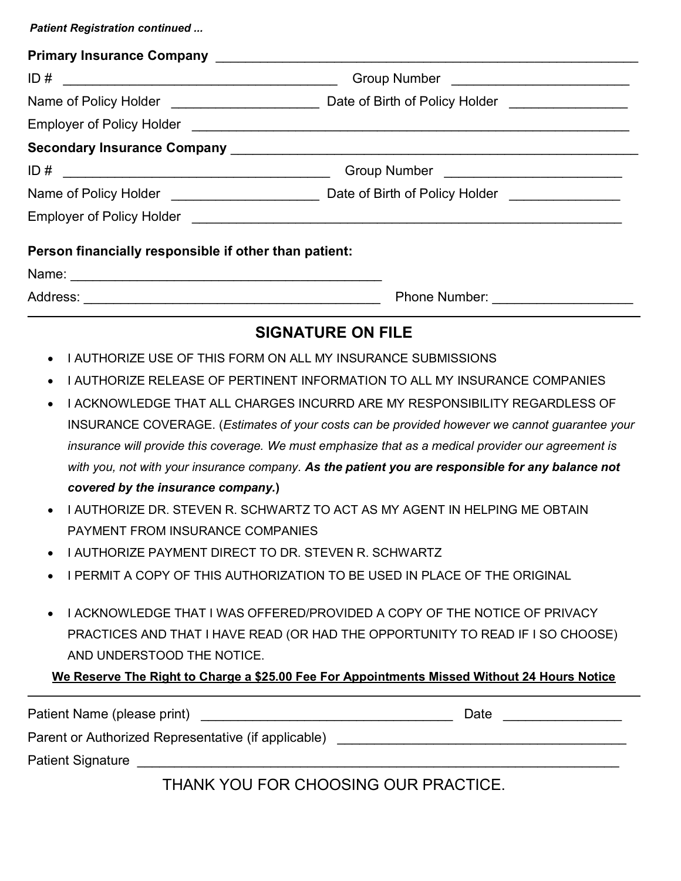*Patient Registration continued ...*

**Primary Insurance Company** ______________________________________________

ID # ______________________________ Group Number ____________________

Name of Policy Holder ________________ Date of Birth of Policy Holder ____________

Employer of Policy Holder ______________________________________________

**Secondary Insurance Company** ______________________________________________

ID # ______________________________ Group Number ____________________

Name of Policy Holder ________________ Date of Birth of Policy Holder ____________

Employer of Policy Holder ______________________________________________

**Person financially responsible if other than patient:**

Name: __________________________________

Address: ________________________________ Phone Number: _______________

---

## SIGNATURE ON FILE

- I AUTHORIZE USE OF THIS FORM ON ALL MY INSURANCE SUBMISSIONS
- I AUTHORIZE RELEASE OF PERTINENT INFORMATION TO ALL MY INSURANCE COMPANIES
- I ACKNOWLEDGE THAT ALL CHARGES INCURRD ARE MY RESPONSIBILITY REGARDLESS OF INSURANCE COVERAGE. (*Estimates of your costs can be provided however we cannot guarantee your insurance will provide this coverage. We must emphasize that as a medical provider our agreement is with you, not with your insurance company.* ***As the patient you are responsible for any balance not covered by the insurance company.***)
- I AUTHORIZE DR. STEVEN R. SCHWARTZ TO ACT AS MY AGENT IN HELPING ME OBTAIN PAYMENT FROM INSURANCE COMPANIES
- I AUTHORIZE PAYMENT DIRECT TO DR. STEVEN R. SCHWARTZ
- I PERMIT A COPY OF THIS AUTHORIZATION TO BE USED IN PLACE OF THE ORIGINAL
- I ACKNOWLEDGE THAT I WAS OFFERED/PROVIDED A COPY OF THE NOTICE OF PRIVACY PRACTICES AND THAT I HAVE READ (OR HAD THE OPPORTUNITY TO READ IF I SO CHOOSE) AND UNDERSTOOD THE NOTICE.

**<u>We Reserve The Right to Charge a $25.00 Fee For Appointments Missed Without 24 Hours Notice</u>**

---

Patient Name (please print) ___________________________ Date ____________

Parent or Authorized Representative (if applicable) ______________________________

Patient Signature ______________________________________________________

THANK YOU FOR CHOOSING OUR PRACTICE.